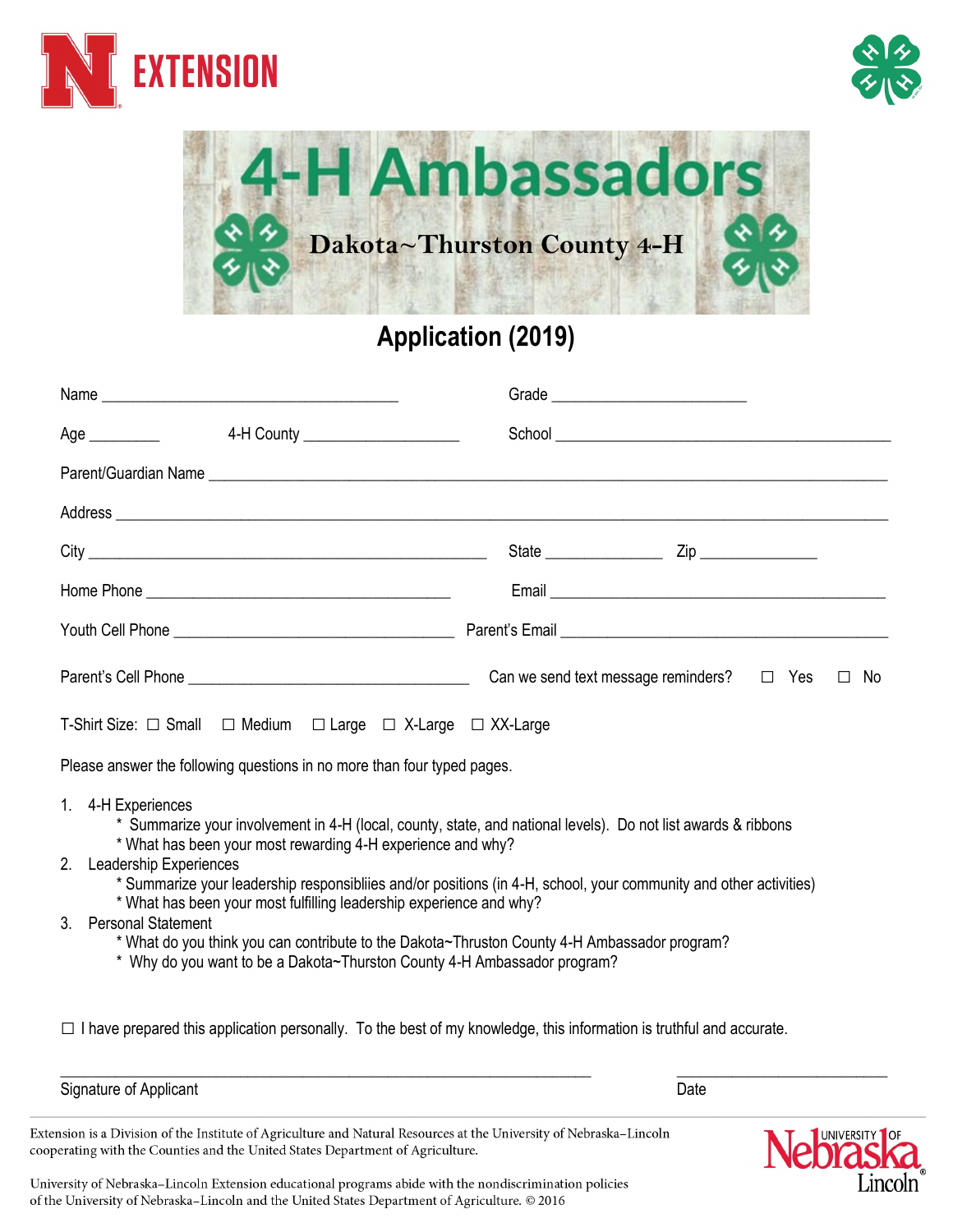EXTENSION

# 4-H Ambassadors

## Dakota~Thurston County 4-H

## Application (2019)

Name ___________________________________ Grade ________________________

Age _________ 4-H County ___________________ School __________________________________________

Parent/Guardian Name ______________________________________________________________________

Address ____________________________________________________________________________

City ________________________________________________ State ______________ Zip ______________

Home Phone _____________________________________ Email ______________________________________

Youth Cell Phone __________________________________ Parent's Email _____________________________

Parent's Cell Phone __________________________________ Can we send text message reminders? ☐ Yes ☐ No

T-Shirt Size: ☐ Small ☐ Medium ☐ Large ☐ X-Large ☐ XX-Large

Please answer the following questions in no more than four typed pages.

1. 4-H Experiences
   * Summarize your involvement in 4-H (local, county, state, and national levels). Do not list awards & ribbons
   * What has been your most rewarding 4-H experience and why?
2. Leadership Experiences
   * Summarize your leadership responsibliies and/or positions (in 4-H, school, your community and other activities)
   * What has been your most fulfilling leadership experience and why?
3. Personal Statement
   * What do you think you can contribute to the Dakota~Thruston County 4-H Ambassador program?
   * Why do you want to be a Dakota~Thurston County 4-H Ambassador program?

☐ I have prepared this application personally. To the best of my knowledge, this information is truthful and accurate.

_________________________________________________________________ __________________________

Signature of Applicant Date

Extension is a Division of the Institute of Agriculture and Natural Resources at the University of Nebraska–Lincoln cooperating with the Counties and the United States Department of Agriculture.

University of Nebraska–Lincoln Extension educational programs abide with the nondiscrimination policies of the University of Nebraska–Lincoln and the United States Department of Agriculture. © 2016

University of Nebraska Lincoln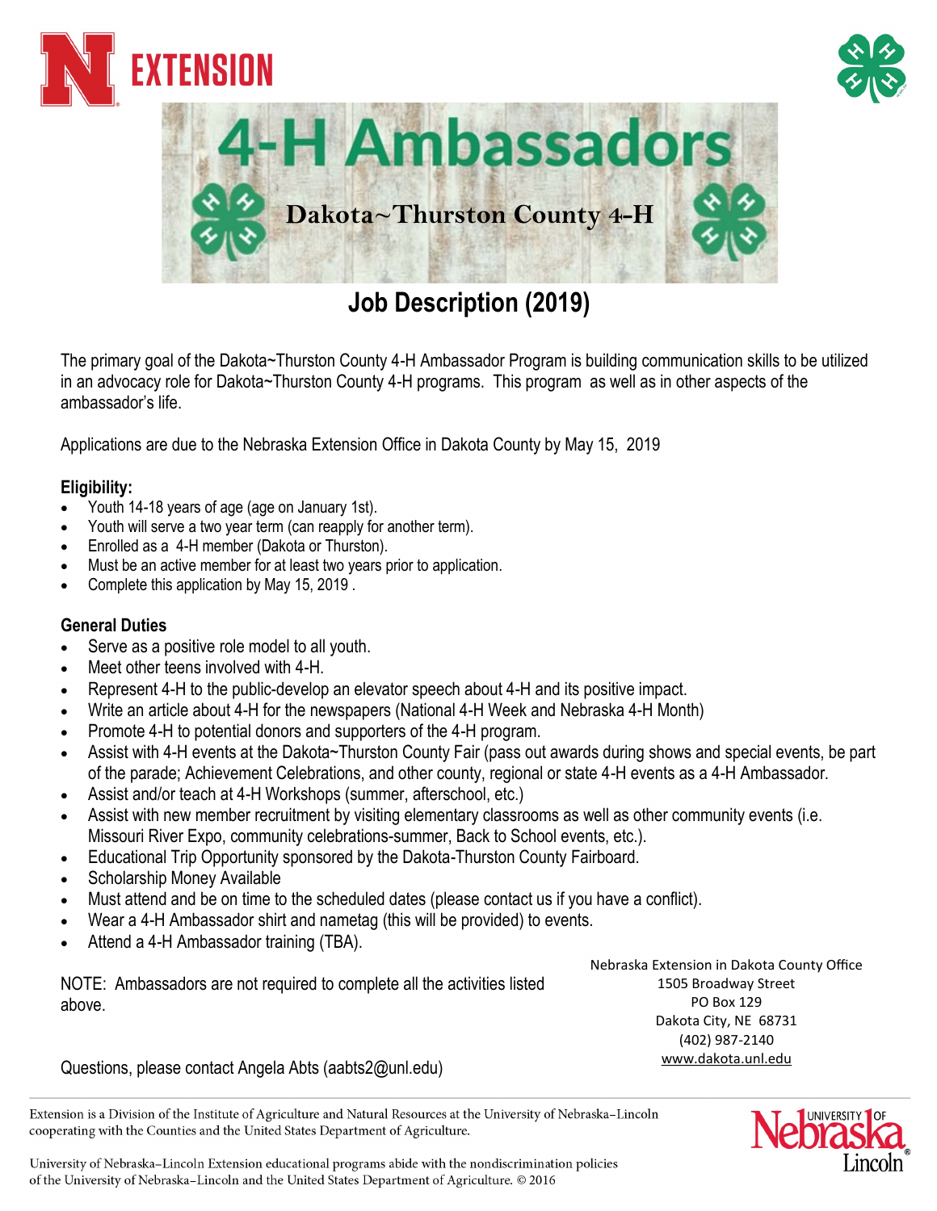EXTENSION

# 4-H Ambassadors

Dakota~Thurston County 4-H

## Job Description (2019)

The primary goal of the Dakota~Thurston County 4-H Ambassador Program is building communication skills to be utilized in an advocacy role for Dakota~Thurston County 4-H programs. This program as well as in other aspects of the ambassador's life.

Applications are due to the Nebraska Extension Office in Dakota County by May 15, 2019

**Eligibility:**

- Youth 14-18 years of age (age on January 1st).
- Youth will serve a two year term (can reapply for another term).
- Enrolled as a 4-H member (Dakota or Thurston).
- Must be an active member for at least two years prior to application.
- Complete this application by May 15, 2019 .

**General Duties**

- Serve as a positive role model to all youth.
- Meet other teens involved with 4-H.
- Represent 4-H to the public-develop an elevator speech about 4-H and its positive impact.
- Write an article about 4-H for the newspapers (National 4-H Week and Nebraska 4-H Month)
- Promote 4-H to potential donors and supporters of the 4-H program.
- Assist with 4-H events at the Dakota~Thurston County Fair (pass out awards during shows and special events, be part of the parade; Achievement Celebrations, and other county, regional or state 4-H events as a 4-H Ambassador.
- Assist and/or teach at 4-H Workshops (summer, afterschool, etc.)
- Assist with new member recruitment by visiting elementary classrooms as well as other community events (i.e. Missouri River Expo, community celebrations-summer, Back to School events, etc.).
- Educational Trip Opportunity sponsored by the Dakota-Thurston County Fairboard.
- Scholarship Money Available
- Must attend and be on time to the scheduled dates (please contact us if you have a conflict).
- Wear a 4-H Ambassador shirt and nametag (this will be provided) to events.
- Attend a 4-H Ambassador training (TBA).

NOTE: Ambassadors are not required to complete all the activities listed above.

Questions, please contact Angela Abts (aabts2@unl.edu)

Nebraska Extension in Dakota County Office
1505 Broadway Street
PO Box 129
Dakota City, NE 68731
(402) 987-2140
www.dakota.unl.edu

Extension is a Division of the Institute of Agriculture and Natural Resources at the University of Nebraska–Lincoln cooperating with the Counties and the United States Department of Agriculture.

University of Nebraska–Lincoln Extension educational programs abide with the nondiscrimination policies of the University of Nebraska–Lincoln and the United States Department of Agriculture. © 2016

University of Nebraska Lincoln